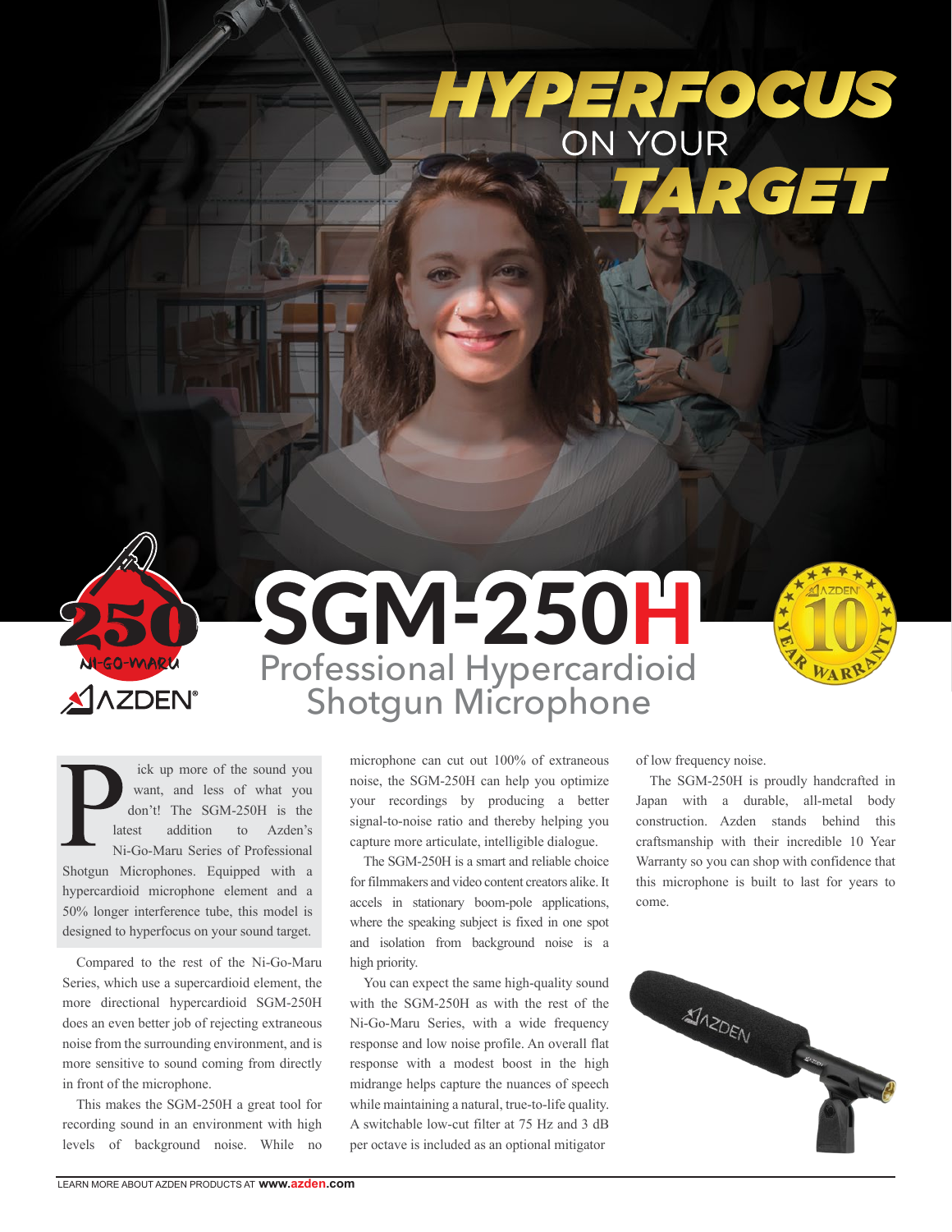# HYPERFOCUS ON YOUR TARGET

# SGM-250H

## Professional Hypercardioid Shotgun Microphone

Pick up more of the sound you want, and less of what you don't! The SGM-250H is the latest addition to Azden's Ni-Go-Maru Series of Professional Shotgun Microphones. Equipped with a hypercardioid microphone element and a 50% longer interference tube, this model is designed to hyperfocus on your sound target.

Compared to the rest of the Ni-Go-Maru Series, which use a supercardioid element, the more directional hypercardioid SGM-250H does an even better job of rejecting extraneous noise from the surrounding environment, and is more sensitive to sound coming from directly in front of the microphone.

This makes the SGM-250H a great tool for recording sound in an environment with high levels of background noise. While no microphone can cut out 100% of extraneous noise, the SGM-250H can help you optimize your recordings by producing a better signal-to-noise ratio and thereby helping you capture more articulate, intelligible dialogue.

The SGM-250H is a smart and reliable choice for filmmakers and video content creators alike. It accels in stationary boom-pole applications, where the speaking subject is fixed in one spot and isolation from background noise is a high priority.

You can expect the same high-quality sound with the SGM-250H as with the rest of the Ni-Go-Maru Series, with a wide frequency response and low noise profile. An overall flat response with a modest boost in the high midrange helps capture the nuances of speech while maintaining a natural, true-to-life quality. A switchable low-cut filter at 75 Hz and 3 dB per octave is included as an optional mitigator of low frequency noise.

The SGM-250H is proudly handcrafted in Japan with a durable, all-metal body construction. Azden stands behind this craftsmanship with their incredible 10 Year Warranty so you can shop with confidence that this microphone is built to last for years to come.

LEARN MORE ABOUT AZDEN PRODUCTS AT **www.azden.com**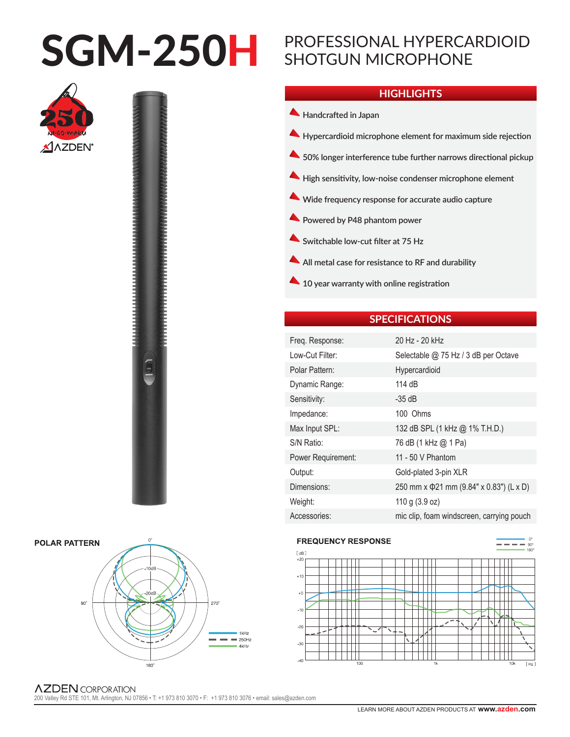# SGM-250H

## PROFESSIONAL HYPERCARDIOID SHOTGUN MICROPHONE

250 NI-GO-MARU AZDEN

## HIGHLIGHTS

- Handcrafted in Japan
- Hypercardioid microphone element for maximum side rejection
- 50% longer interference tube further narrows directional pickup
- High sensitivity, low-noise condenser microphone element
- Wide frequency response for accurate audio capture
- Powered by P48 phantom power
- Switchable low-cut filter at 75 Hz
- All metal case for resistance to RF and durability
- 10 year warranty with online registration

## SPECIFICATIONS

| | |
|---|---|
| Freq. Response: | 20 Hz - 20 kHz |
| Low-Cut Filter: | Selectable @ 75 Hz / 3 dB per Octave |
| Polar Pattern: | Hypercardioid |
| Dynamic Range: | 114 dB |
| Sensitivity: | -35 dB |
| Impedance: | 100 Ohms |
| Max Input SPL: | 132 dB SPL (1 kHz @ 1% T.H.D.) |
| S/N Ratio: | 76 dB (1 kHz @ 1 Pa) |
| Power Requirement: | 11 - 50 V Phantom |
| Output: | Gold-plated 3-pin XLR |
| Dimensions: | 250 mm x Φ21 mm (9.84" x 0.83") (L x D) |
| Weight: | 110 g (3.9 oz) |
| Accessories: | mic clip, foam windscreen, carrying pouch |

### POLAR PATTERN

0°
-10dB
-20dB
90°
270°
180°
1kHz
250Hz
4kHz

### FREQUENCY RESPONSE

0°
90°
180°
[ dB ]
+20
+10
+0
-10
-20
-30
-40
100
1k
10k
[ Hz ]

AZDEN CORPORATION
200 Valley Rd STE 101, Mt. Arlington, NJ 07856 • T: +1 973 810 3070 • F: +1 973 810 3076 • email: sales@azden.com

LEARN MORE ABOUT AZDEN PRODUCTS AT www.azden.com